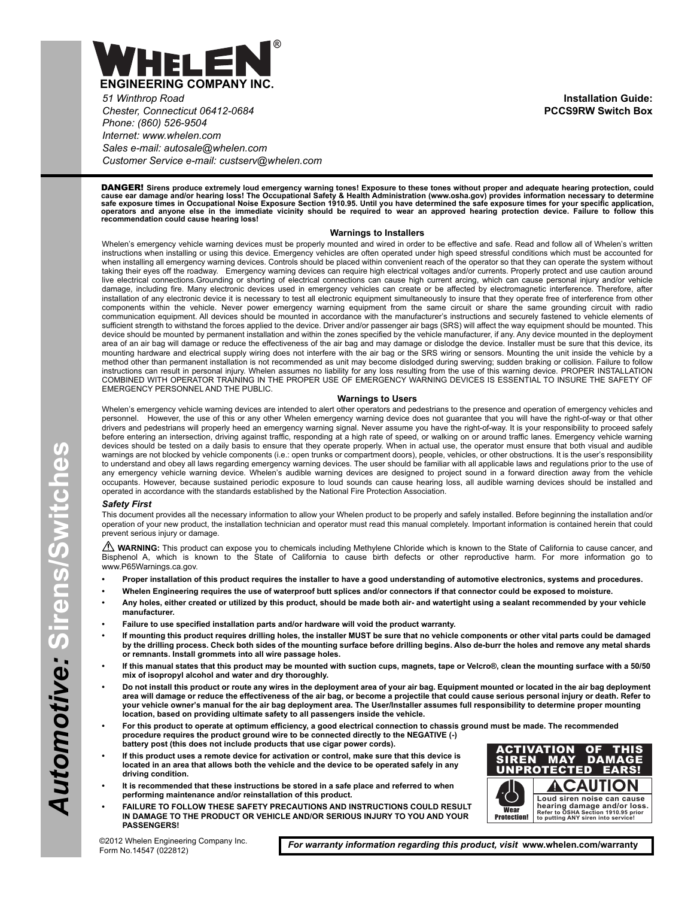# WHELEN®

**ENGINEERING COMPANY INC.**

*51 Winthrop Road*
*Chester, Connecticut 06412-0684*
*Phone: (860) 526-9504*
*Internet: www.whelen.com*
*Sales e-mail: autosale@whelen.com*
*Customer Service e-mail: custserv@whelen.com*

**Installation Guide:**
**PCCS9RW Switch Box**

**DANGER! Sirens produce extremely loud emergency warning tones! Exposure to these tones without proper and adequate hearing protection, could cause ear damage and/or hearing loss! The Occupational Safety & Health Administration (www.osha.gov) provides information necessary to determine safe exposure times in Occupational Noise Exposure Section 1910.95. Until you have determined the safe exposure times for your specific application, operators and anyone else in the immediate vicinity should be required to wear an approved hearing protection device. Failure to follow this recommendation could cause hearing loss!**

## Warnings to Installers

Whelen's emergency vehicle warning devices must be properly mounted and wired in order to be effective and safe. Read and follow all of Whelen's written instructions when installing or using this device. Emergency vehicles are often operated under high speed stressful conditions which must be accounted for when installing all emergency warning devices. Controls should be placed within convenient reach of the operator so that they can operate the system without taking their eyes off the roadway. Emergency warning devices can require high electrical voltages and/or currents. Properly protect and use caution around live electrical connections.Grounding or shorting of electrical connections can cause high current arcing, which can cause personal injury and/or vehicle damage, including fire. Many electronic devices used in emergency vehicles can create or be affected by electromagnetic interference. Therefore, after installation of any electronic device it is necessary to test all electronic equipment simultaneously to insure that they operate free of interference from other components within the vehicle. Never power emergency warning equipment from the same circuit or share the same grounding circuit with radio communication equipment. All devices should be mounted in accordance with the manufacturer's instructions and securely fastened to vehicle elements of sufficient strength to withstand the forces applied to the device. Driver and/or passenger air bags (SRS) will affect the way equipment should be mounted. This device should be mounted by permanent installation and within the zones specified by the vehicle manufacturer, if any. Any device mounted in the deployment area of an air bag will damage or reduce the effectiveness of the air bag and may damage or dislodge the device. Installer must be sure that this device, its mounting hardware and electrical supply wiring does not interfere with the air bag or the SRS wiring or sensors. Mounting the unit inside the vehicle by a method other than permanent installation is not recommended as unit may become dislodged during swerving; sudden braking or collision. Failure to follow instructions can result in personal injury. Whelen assumes no liability for any loss resulting from the use of this warning device. PROPER INSTALLATION COMBINED WITH OPERATOR TRAINING IN THE PROPER USE OF EMERGENCY WARNING DEVICES IS ESSENTIAL TO INSURE THE SAFETY OF EMERGENCY PERSONNEL AND THE PUBLIC.

## Warnings to Users

Whelen's emergency vehicle warning devices are intended to alert other operators and pedestrians to the presence and operation of emergency vehicles and personnel. However, the use of this or any other Whelen emergency warning device does not guarantee that you will have the right-of-way or that other drivers and pedestrians will properly heed an emergency warning signal. Never assume you have the right-of-way. It is your responsibility to proceed safely before entering an intersection, driving against traffic, responding at a high rate of speed, or walking on or around traffic lanes. Emergency vehicle warning devices should be tested on a daily basis to ensure that they operate properly. When in actual use, the operator must ensure that both visual and audible warnings are not blocked by vehicle components (i.e.: open trunks or compartment doors), people, vehicles, or other obstructions. It is the user's responsibility to understand and obey all laws regarding emergency warning devices. The user should be familiar with all applicable laws and regulations prior to the use of any emergency vehicle warning device. Whelen's audible warning devices are designed to project sound in a forward direction away from the vehicle occupants. However, because sustained periodic exposure to loud sounds can cause hearing loss, all audible warning devices should be installed and operated in accordance with the standards established by the National Fire Protection Association.

### *Safety First*

This document provides all the necessary information to allow your Whelen product to be properly and safely installed. Before beginning the installation and/or operation of your new product, the installation technician and operator must read this manual completely. Important information is contained herein that could prevent serious injury or damage.

⚠ **WARNING:** This product can expose you to chemicals including Methylene Chloride which is known to the State of California to cause cancer, and Bisphenol A, which is known to the State of California to cause birth defects or other reproductive harm. For more information go to www.P65Warnings.ca.gov.

- **Proper installation of this product requires the installer to have a good understanding of automotive electronics, systems and procedures.**
- **Whelen Engineering requires the use of waterproof butt splices and/or connectors if that connector could be exposed to moisture.**
- **Any holes, either created or utilized by this product, should be made both air- and watertight using a sealant recommended by your vehicle manufacturer.**
- **Failure to use specified installation parts and/or hardware will void the product warranty.**
- **If mounting this product requires drilling holes, the installer MUST be sure that no vehicle components or other vital parts could be damaged by the drilling process. Check both sides of the mounting surface before drilling begins. Also de-burr the holes and remove any metal shards or remnants. Install grommets into all wire passage holes.**
- **If this manual states that this product may be mounted with suction cups, magnets, tape or Velcro®, clean the mounting surface with a 50/50 mix of isopropyl alcohol and water and dry thoroughly.**
- **Do not install this product or route any wires in the deployment area of your air bag. Equipment mounted or located in the air bag deployment area will damage or reduce the effectiveness of the air bag, or become a projectile that could cause serious personal injury or death. Refer to your vehicle owner's manual for the air bag deployment area. The User/Installer assumes full responsibility to determine proper mounting location, based on providing ultimate safety to all passengers inside the vehicle.**
- **For this product to operate at optimum efficiency, a good electrical connection to chassis ground must be made. The recommended procedure requires the product ground wire to be connected directly to the NEGATIVE (-) battery post (this does not include products that use cigar power cords).**
- **If this product uses a remote device for activation or control, make sure that this device is located in an area that allows both the vehicle and the device to be operated safely in any driving condition.**
- **It is recommended that these instructions be stored in a safe place and referred to when performing maintenance and/or reinstallation of this product.**
- **FAILURE TO FOLLOW THESE SAFETY PRECAUTIONS AND INSTRUCTIONS COULD RESULT IN DAMAGE TO THE PRODUCT OR VEHICLE AND/OR SERIOUS INJURY TO YOU AND YOUR PASSENGERS!**

**ACTIVATION OF THIS SIREN MAY DAMAGE UNPROTECTED EARS!**

**⚠CAUTION**

**Wear Protection!**

**Loud siren noise can cause hearing damage and/or loss.**
**Refer to OSHA Section 1910.95 prior to putting ANY siren into service!**

©2012 Whelen Engineering Company Inc.
Form No.14547 (022812)

***For warranty information regarding this product, visit* www.whelen.com/warranty**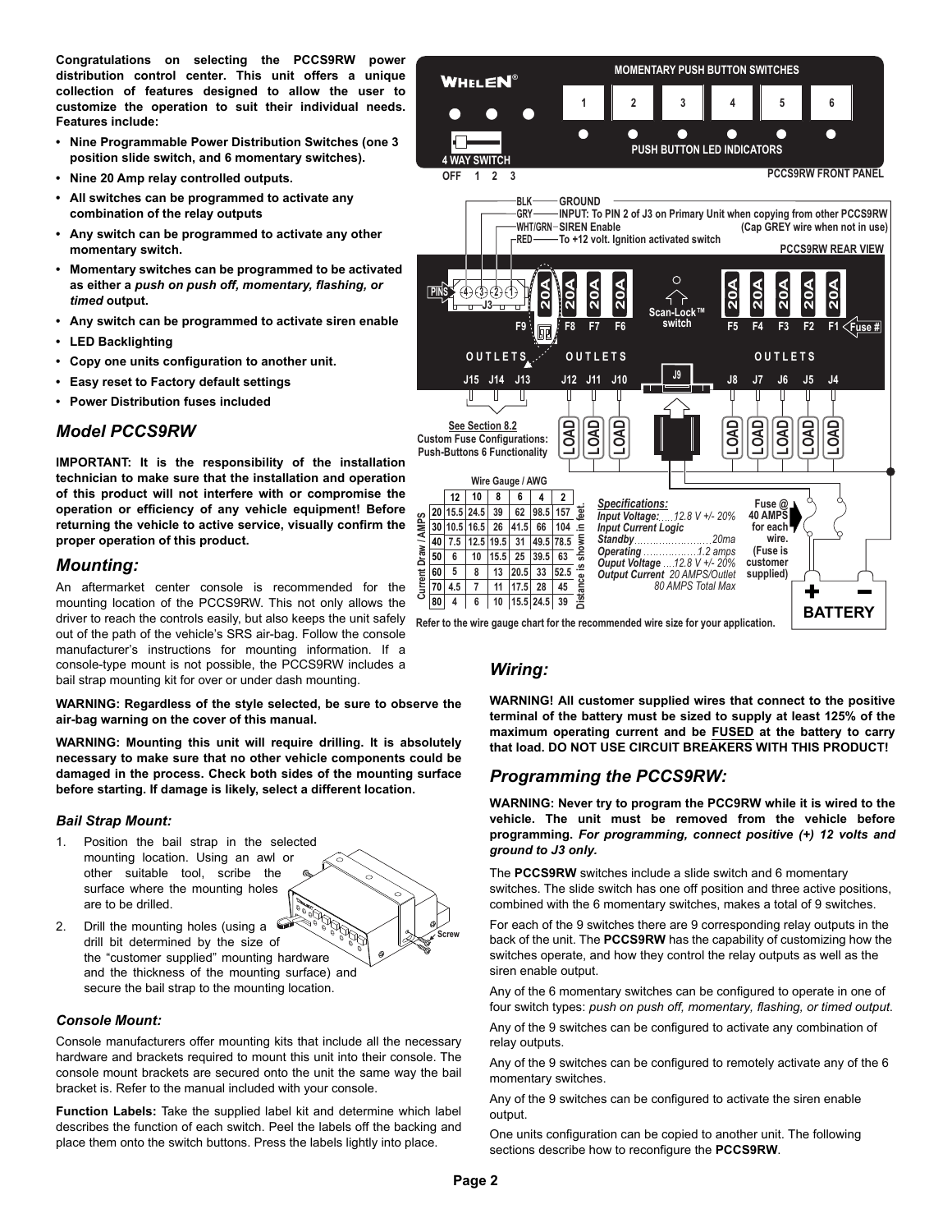**Congratulations on selecting the PCCS9RW power distribution control center. This unit offers a unique collection of features designed to allow the user to customize the operation to suit their individual needs. Features include:**

- **Nine Programmable Power Distribution Switches (one 3 position slide switch, and 6 momentary switches).**
- **Nine 20 Amp relay controlled outputs.**
- **All switches can be programmed to activate any combination of the relay outputs**
- **Any switch can be programmed to activate any other momentary switch.**
- **Momentary switches can be programmed to be activated as either a *push on push off, momentary, flashing, or timed* output.**
- **Any switch can be programmed to activate siren enable**
- **LED Backlighting**
- **Copy one units configuration to another unit.**
- **Easy reset to Factory default settings**
- **Power Distribution fuses included**

## *Model PCCS9RW*

**IMPORTANT: It is the responsibility of the installation technician to make sure that the installation and operation of this product will not interfere with or compromise the operation or efficiency of any vehicle equipment! Before returning the vehicle to active service, visually confirm the proper operation of this product.**

## *Mounting:*

An aftermarket center console is recommended for the mounting location of the PCCS9RW. This not only allows the driver to reach the controls easily, but also keeps the unit safely out of the path of the vehicle's SRS air-bag. Follow the console manufacturer's instructions for mounting information. If a console-type mount is not possible, the PCCS9RW includes a bail strap mounting kit for over or under dash mounting.

**WARNING: Regardless of the style selected, be sure to observe the air-bag warning on the cover of this manual.**

**WARNING: Mounting this unit will require drilling. It is absolutely necessary to make sure that no other vehicle components could be damaged in the process. Check both sides of the mounting surface before starting. If damage is likely, select a different location.**

### *Bail Strap Mount:*

1. Position the bail strap in the selected mounting location. Using an awl or other suitable tool, scribe the surface where the mounting holes are to be drilled.
2. Drill the mounting holes (using a drill bit determined by the size of the "customer supplied" mounting hardware and the thickness of the mounting surface) and secure the bail strap to the mounting location.

Screw

### *Console Mount:*

Console manufacturers offer mounting kits that include all the necessary hardware and brackets required to mount this unit into their console. The console mount brackets are secured onto the unit the same way the bail bracket is. Refer to the manual included with your console.

**Function Labels:** Take the supplied label kit and determine which label describes the function of each switch. Peel the labels off the backing and place them onto the switch buttons. Press the labels lightly into place.

WHELEN® — MOMENTARY PUSH BUTTON SWITCHES 1 2 3 4 5 6 — PUSH BUTTON LED INDICATORS — 4 WAY SWITCH — OFF 1 2 3 — PCCS9RW FRONT PANEL

BLK — GROUND
GRY — INPUT: To PIN 2 of J3 on Primary Unit when copying from other PCCS9RW (Cap GREY wire when not in use)
WHT/GRN — SIREN Enable
RED — To +12 volt. Ignition activated switch

PCCS9RW REAR VIEW

PINS 4 3 2 1 — J3 — 20A F9 — 20A F8 — 20A F7 — 20A F6 — Scan-Lock™ switch — 20A F5 — 20A F4 — 20A F3 — 20A F2 — 20A F1 — Fuse #

OUTLETS J15 J14 J13 — OUTLETS J12 J11 J10 — J9 — OUTLETS J8 J7 J6 J5 J4

LOAD LOAD LOAD — LOAD LOAD LOAD LOAD LOAD

**See Section 8.2 Custom Fuse Configurations: Push-Buttons 6 Functionality**

**Wire Gauge / AWG** (Distance is shown in feet.)

| Current Draw / AMPS | 12 | 10 | 8 | 6 | 4 | 2 |
|---|---|---|---|---|---|---|
| 20 | 15.5 | 24.5 | 39 | 62 | 98.5 | 157 |
| 30 | 10.5 | 16.5 | 26 | 41.5 | 66 | 104 |
| 40 | 7.5 | 12.5 | 19.5 | 31 | 49.5 | 78.5 |
| 50 | 6 | 10 | 15.5 | 25 | 39.5 | 63 |
| 60 | 5 | 8 | 13 | 20.5 | 33 | 52.5 |
| 70 | 4.5 | 7 | 11 | 17.5 | 28 | 45 |
| 80 | 4 | 6 | 10 | 15.5 | 24.5 | 39 |

***Specifications:***
*Input Voltage:* ....*12.8 V +/- 20%*
*Input Current Logic*
*Standby* ........................*20ma*
*Operating* ..................*1.2 amps*
*Ouput Voltage* ....*12.8 V +/- 20%*
*Output Current 20 AMPS/Outlet*
*80 AMPS Total Max*

**Fuse @ 40 AMPS for each wire. (Fuse is customer supplied)**

**BATTERY** + −

**Refer to the wire gauge chart for the recommended wire size for your application.**

## *Wiring:*

**WARNING! All customer supplied wires that connect to the positive terminal of the battery must be sized to supply at least 125% of the maximum operating current and be FUSED at the battery to carry that load. DO NOT USE CIRCUIT BREAKERS WITH THIS PRODUCT!**

## *Programming the PCCS9RW:*

**WARNING: Never try to program the PCC9RW while it is wired to the vehicle. The unit must be removed from the vehicle before programming. *For programming, connect positive (+) 12 volts and ground to J3 only.***

The **PCCS9RW** switches include a slide switch and 6 momentary switches. The slide switch has one off position and three active positions, combined with the 6 momentary switches, makes a total of 9 switches.

For each of the 9 switches there are 9 corresponding relay outputs in the back of the unit. The **PCCS9RW** has the capability of customizing how the switches operate, and how they control the relay outputs as well as the siren enable output.

Any of the 6 momentary switches can be configured to operate in one of four switch types: *push on push off, momentary, flashing, or timed output*.

Any of the 9 switches can be configured to activate any combination of relay outputs.

Any of the 9 switches can be configured to remotely activate any of the 6 momentary switches.

Any of the 9 switches can be configured to activate the siren enable output.

One units configuration can be copied to another unit. The following sections describe how to reconfigure the **PCCS9RW**.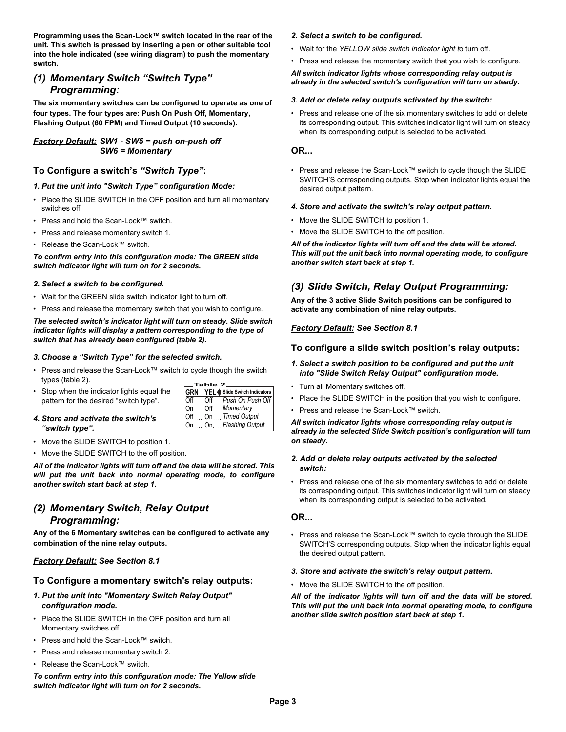**Programming uses the Scan-Lock™ switch located in the rear of the unit. This switch is pressed by inserting a pen or other suitable tool into the hole indicated (see wiring diagram) to push the momentary switch.**

## (1) Momentary Switch "Switch Type" Programming:

**The six momentary switches can be configured to operate as one of four types. The four types are: Push On Push Off, Momentary, Flashing Output (60 FPM) and Timed Output (10 seconds).**

***Factory Default:*** ***SW1 - SW5 = push on-push off***
***SW6 = Momentary***

### To Configure a switch's *"Switch Type"*:

***1. Put the unit into "Switch Type" configuration Mode:***

- Place the SLIDE SWITCH in the OFF position and turn all momentary switches off.
- Press and hold the Scan-Lock™ switch.
- Press and release momentary switch 1.
- Release the Scan-Lock™ switch.

***To confirm entry into this configuration mode: The GREEN slide switch indicator light will turn on for 2 seconds.***

***2. Select a switch to be configured.***

- Wait for the GREEN slide switch indicator light to turn off.
- Press and release the momentary switch that you wish to configure.

***The selected switch's indicator light will turn on steady. Slide switch indicator lights will display a pattern corresponding to the type of switch that has already been configured (table 2).***

***3. Choose a "Switch Type" for the selected switch.***

- Press and release the Scan-Lock™ switch to cycle though the switch types (table 2).
- Stop when the indicator lights equal the pattern for the desired "switch type".

**Table 2**

| GRN | YEL | Slide Switch Indicators |
|---|---|---|
| Off | Off | *Push On Push Off* |
| On | Off | *Momentary* |
| Off | On | *Timed Output* |
| On | On | *Flashing Output* |

***4. Store and activate the switch's "switch type".***

- Move the SLIDE SWITCH to position 1.
- Move the SLIDE SWITCH to the off position.

***All of the indicator lights will turn off and the data will be stored. This will put the unit back into normal operating mode, to configure another switch start back at step 1.***

## (2) Momentary Switch, Relay Output Programming:

**Any of the 6 Momentary switches can be configured to activate any combination of the nine relay outputs.**

***Factory Default:*** ***See Section 8.1***

### To Configure a momentary switch's relay outputs:

***1. Put the unit into "Momentary Switch Relay Output" configuration mode.***

- Place the SLIDE SWITCH in the OFF position and turn all Momentary switches off.
- Press and hold the Scan-Lock™ switch.
- Press and release momentary switch 2.
- Release the Scan-Lock™ switch.

***To confirm entry into this configuration mode: The Yellow slide switch indicator light will turn on for 2 seconds.***

***2. Select a switch to be configured.***

- Wait for the *YELLOW slide switch indicator light t*o turn off.
- Press and release the momentary switch that you wish to configure.

***All switch indicator lights whose corresponding relay output is already in the selected switch's configuration will turn on steady.***

***3. Add or delete relay outputs activated by the switch:***

- Press and release one of the six momentary switches to add or delete its corresponding output. This switches indicator light will turn on steady when its corresponding output is selected to be activated.

**OR...**

- Press and release the Scan-Lock™ switch to cycle though the SLIDE SWITCH'S corresponding outputs. Stop when indicator lights equal the desired output pattern.

***4. Store and activate the switch's relay output pattern.***

- Move the SLIDE SWITCH to position 1.
- Move the SLIDE SWITCH to the off position.

***All of the indicator lights will turn off and the data will be stored. This will put the unit back into normal operating mode, to configure another switch start back at step 1.***

## (3) Slide Switch, Relay Output Programming:

**Any of the 3 active Slide Switch positions can be configured to activate any combination of nine relay outputs.**

***Factory Default:*** ***See Section 8.1***

### To configure a slide switch position's relay outputs:

***1. Select a switch position to be configured and put the unit into "Slide Switch Relay Output" configuration mode.***

- Turn all Momentary switches off.
- Place the SLIDE SWITCH in the position that you wish to configure.
- Press and release the Scan-Lock™ switch.

***All switch indicator lights whose corresponding relay output is already in the selected Slide Switch position's configuration will turn on steady.***

***2. Add or delete relay outputs activated by the selected switch:***

- Press and release one of the six momentary switches to add or delete its corresponding output. This switches indicator light will turn on steady when its corresponding output is selected to be activated.

**OR...**

- Press and release the Scan-Lock™ switch to cycle through the SLIDE SWITCH'S corresponding outputs. Stop when the indicator lights equal the desired output pattern.

***3. Store and activate the switch's relay output pattern.***

- Move the SLIDE SWITCH to the off position.

***All of the indicator lights will turn off and the data will be stored. This will put the unit back into normal operating mode, to configure another slide switch position start back at step 1.***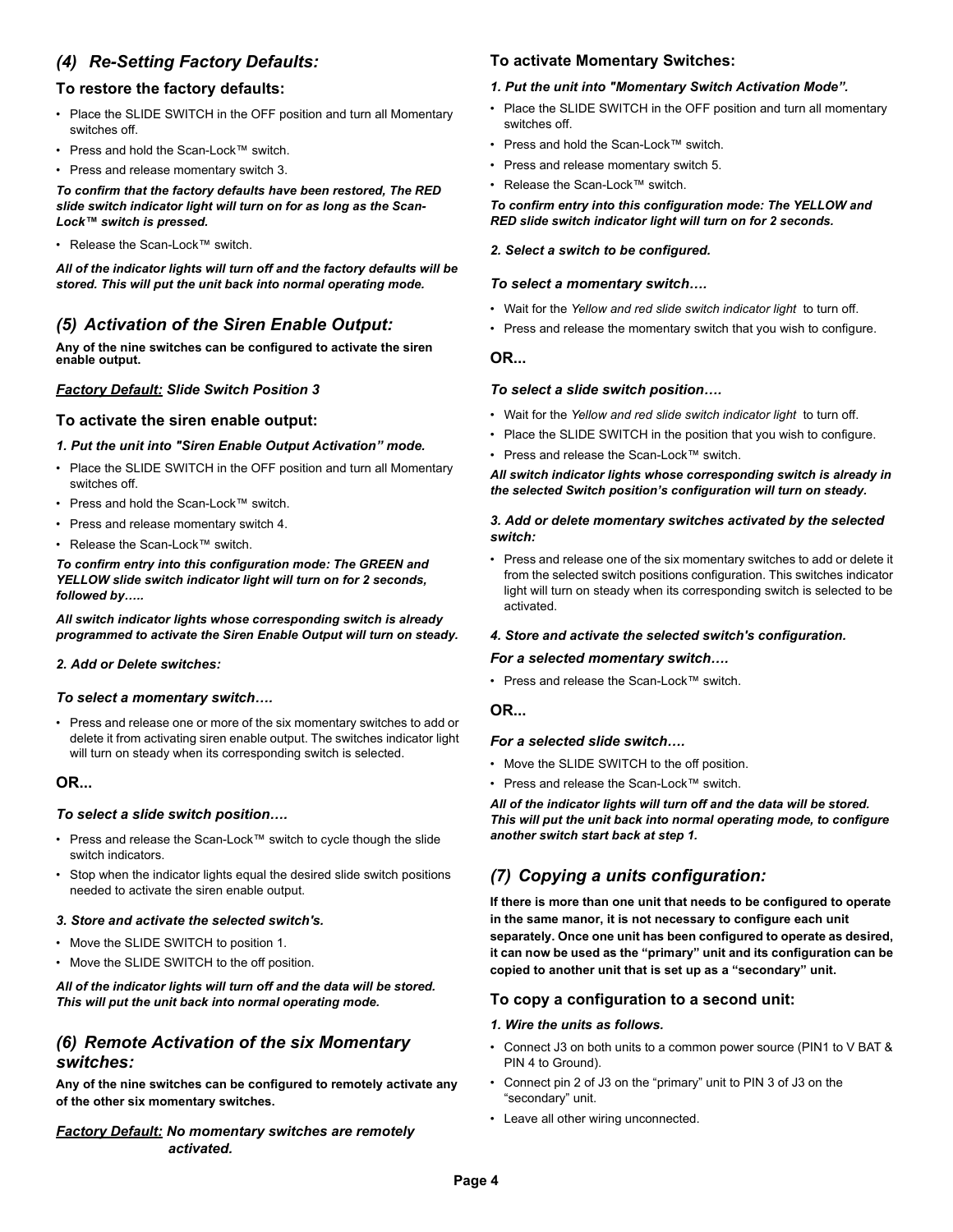## *(4) Re-Setting Factory Defaults:*

### To restore the factory defaults:

- Place the SLIDE SWITCH in the OFF position and turn all Momentary switches off.
- Press and hold the Scan-Lock™ switch.
- Press and release momentary switch 3.

***To confirm that the factory defaults have been restored, The RED slide switch indicator light will turn on for as long as the Scan-Lock™ switch is pressed.***

- Release the Scan-Lock™ switch.

***All of the indicator lights will turn off and the factory defaults will be stored. This will put the unit back into normal operating mode.***

## *(5) Activation of the Siren Enable Output:*

**Any of the nine switches can be configured to activate the siren enable output.**

***Factory Default:* *Slide Switch Position 3***

### To activate the siren enable output:

***1. Put the unit into "Siren Enable Output Activation" mode.***

- Place the SLIDE SWITCH in the OFF position and turn all Momentary switches off.
- Press and hold the Scan-Lock™ switch.
- Press and release momentary switch 4.
- Release the Scan-Lock™ switch.

***To confirm entry into this configuration mode: The GREEN and YELLOW slide switch indicator light will turn on for 2 seconds, followed by…..***

***All switch indicator lights whose corresponding switch is already programmed to activate the Siren Enable Output will turn on steady.***

***2. Add or Delete switches:***

***To select a momentary switch….***

- Press and release one or more of the six momentary switches to add or delete it from activating siren enable output. The switches indicator light will turn on steady when its corresponding switch is selected.

**OR...**

***To select a slide switch position….***

- Press and release the Scan-Lock™ switch to cycle though the slide switch indicators.
- Stop when the indicator lights equal the desired slide switch positions needed to activate the siren enable output.

***3. Store and activate the selected switch's.***

- Move the SLIDE SWITCH to position 1.
- Move the SLIDE SWITCH to the off position.

***All of the indicator lights will turn off and the data will be stored. This will put the unit back into normal operating mode.***

## *(6) Remote Activation of the six Momentary switches:*

**Any of the nine switches can be configured to remotely activate any of the other six momentary switches.**

***Factory Default:* *No momentary switches are remotely activated.***

### To activate Momentary Switches:

***1. Put the unit into "Momentary Switch Activation Mode".***

- Place the SLIDE SWITCH in the OFF position and turn all momentary switches off.
- Press and hold the Scan-Lock™ switch.
- Press and release momentary switch 5.
- Release the Scan-Lock™ switch.

***To confirm entry into this configuration mode: The YELLOW and RED slide switch indicator light will turn on for 2 seconds.***

***2. Select a switch to be configured.***

***To select a momentary switch….***

- Wait for the *Yellow and red slide switch indicator light* to turn off.
- Press and release the momentary switch that you wish to configure.

**OR...**

***To select a slide switch position….***

- Wait for the *Yellow and red slide switch indicator light* to turn off.
- Place the SLIDE SWITCH in the position that you wish to configure.
- Press and release the Scan-Lock™ switch.

***All switch indicator lights whose corresponding switch is already in the selected Switch position's configuration will turn on steady.***

***3. Add or delete momentary switches activated by the selected switch:***

- Press and release one of the six momentary switches to add or delete it from the selected switch positions configuration. This switches indicator light will turn on steady when its corresponding switch is selected to be activated.

***4. Store and activate the selected switch's configuration.***

***For a selected momentary switch….***

- Press and release the Scan-Lock™ switch.

**OR...**

***For a selected slide switch….***

- Move the SLIDE SWITCH to the off position.
- Press and release the Scan-Lock™ switch.

***All of the indicator lights will turn off and the data will be stored. This will put the unit back into normal operating mode, to configure another switch start back at step 1.***

## *(7) Copying a units configuration:*

**If there is more than one unit that needs to be configured to operate in the same manor, it is not necessary to configure each unit separately. Once one unit has been configured to operate as desired, it can now be used as the "primary" unit and its configuration can be copied to another unit that is set up as a "secondary" unit.**

### To copy a configuration to a second unit:

***1. Wire the units as follows.***

- Connect J3 on both units to a common power source (PIN1 to V BAT & PIN 4 to Ground).
- Connect pin 2 of J3 on the "primary" unit to PIN 3 of J3 on the "secondary" unit.
- Leave all other wiring unconnected.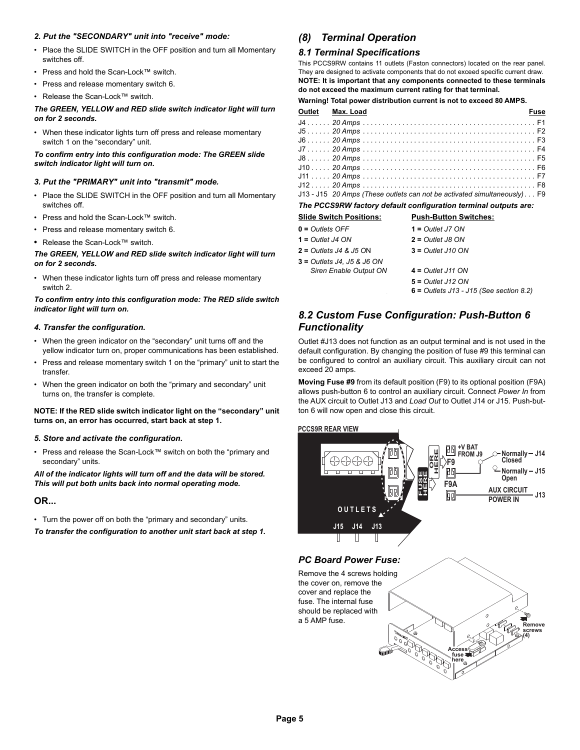#### *2. Put the "SECONDARY" unit into "receive" mode:*

- Place the SLIDE SWITCH in the OFF position and turn all Momentary switches off.
- Press and hold the Scan-Lock™ switch.
- Press and release momentary switch 6.
- Release the Scan-Lock™ switch.

***The GREEN, YELLOW and RED slide switch indicator light will turn on for 2 seconds.***

- When these indicator lights turn off press and release momentary switch 1 on the "secondary" unit.

***To confirm entry into this configuration mode: The GREEN slide switch indicator light will turn on.***

#### *3. Put the "PRIMARY" unit into "transmit" mode.*

- Place the SLIDE SWITCH in the OFF position and turn all Momentary switches off.
- Press and hold the Scan-Lock™ switch.
- Press and release momentary switch 6.
- Release the Scan-Lock™ switch.

***The GREEN, YELLOW and RED slide switch indicator light will turn on for 2 seconds.***

- When these indicator lights turn off press and release momentary switch 2.

***To confirm entry into this configuration mode: The RED slide switch indicator light will turn on.***

#### *4. Transfer the configuration.*

- When the green indicator on the "secondary" unit turns off and the yellow indicator turn on, proper communications has been established.
- Press and release momentary switch 1 on the "primary" unit to start the transfer.
- When the green indicator on both the "primary and secondary" unit turns on, the transfer is complete.

**NOTE: If the RED slide switch indicator light on the "secondary" unit turns on, an error has occurred, start back at step 1.**

#### *5. Store and activate the configuration.*

- Press and release the Scan-Lock™ switch on both the "primary and secondary" units.

***All of the indicator lights will turn off and the data will be stored. This will put both units back into normal operating mode.***

**OR...**

- Turn the power off on both the "primary and secondary" units.

***To transfer the configuration to another unit start back at step 1.***

## *(8) Terminal Operation*

### *8.1 Terminal Specifications*

This PCCS9RW contains 11 outlets (Faston connectors) located on the rear panel. They are designed to activate components that do not exceed specific current draw.
**NOTE: It is important that any components connected to these terminals do not exceed the maximum current rating for that terminal.**

**Warning! Total power distribution current is not to exceed 80 AMPS.**

| Outlet | Max. Load | Fuse |
|---|---|---|
| J4 | *20 Amps* | F1 |
| J5 | *20 Amps* | F2 |
| J6 | *20 Amps* | F3 |
| J7 | *20 Amps* | F4 |
| J8 | *20 Amps* | F5 |
| J10 | *20 Amps* | F6 |
| J11 | *20 Amps* | F7 |
| J12 | *20 Amps* | F8 |
| J13 - J15 | *20 Amps (These outlets can not be activated simultaneously)* | F9 |

***The PCCS9RW factory default configuration terminal outputs are:***

| Slide Switch Positions: | Push-Button Switches: |
|---|---|
| **0 =** *Outlets OFF* | **1 =** *Outlet J7 ON* |
| **1 =** *Outlet J4 ON* | **2 =** *Outlet J8 ON* |
| **2 =** *Outlets J4 & J5 ON* | **3 =** *Outlet J10 ON* |
| **3 =** *Outlets J4, J5 & J6 ON Siren Enable Output ON* | **4 =** *Outlet J11 ON* |
| | **5 =** *Outlet J12 ON* |
| | **6 =** *Outlets J13 - J15 (See section 8.2)* |

### *8.2 Custom Fuse Configuration: Push-Button 6 Functionality*

Outlet #J13 does not function as an output terminal and is not used in the default configuration. By changing the position of fuse #9 this terminal can be configured to control an auxiliary circuit. This auxiliary circuit can not exceed 20 amps.

**Moving Fuse #9** from its default position (F9) to its optional position (F9A) allows push-button 6 to control an auxiliary circuit. Connect *Power In* from the AUX circuit to Outlet J13 and *Load Out* to Outlet J14 or J15. Push-button 6 will now open and close this circuit.

PCCS9R REAR VIEW
OUTLETS
J15 J14 J13
FUSE HERE
OR HERE
F9
F9A
+V BAT FROM J9
Normally Closed J14
Normally Open J15
AUX CIRCUIT POWER IN J13

### *PC Board Power Fuse:*

Remove the 4 screws holding the cover on, remove the cover and replace the fuse. The internal fuse should be replaced with a 5 AMP fuse.

Remove screws (4)
Access fuse here